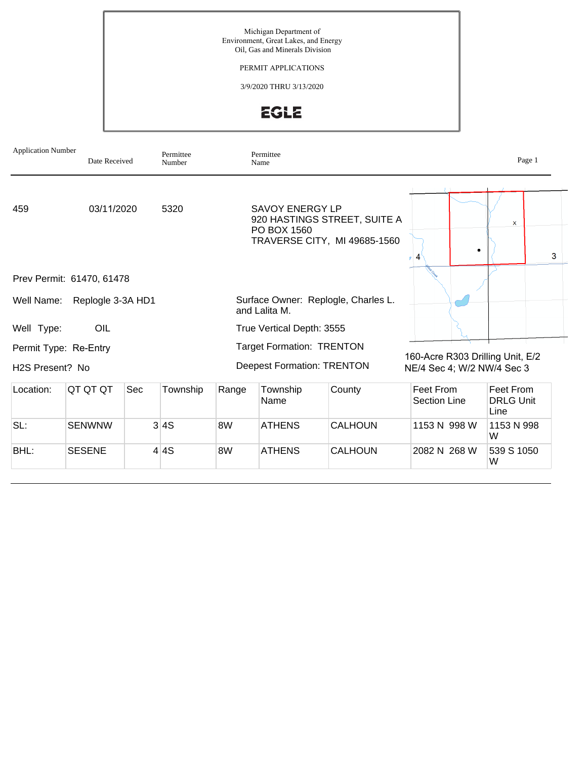Michigan Department of
Environment, Great Lakes, and Energy
Oil, Gas and Minerals Division

PERMIT APPLICATIONS

3/9/2020 THRU 3/13/2020

EGLE

| Application Number | Date Received | Permittee Number | Permittee Name |
|---|---|---|---|
| 459 | 03/11/2020 | 5320 | SAVOY ENERGY LP<br>920 HASTINGS STREET, SUITE A<br>PO BOX 1560<br>TRAVERSE CITY, MI 49685-1560 |

Prev Permit: 61470, 61478

Well Name: Replogle 3-3A HD1

Well Type: OIL

Permit Type: Re-Entry

H2S Present? No

Surface Owner: Replogle, Charles L. and Lalita M.

True Vertical Depth: 3555

Target Formation: TRENTON

Deepest Formation: TRENTON

160-Acre R303 Drilling Unit, E/2 NE/4 Sec 4; W/2 NW/4 Sec 3

| Location: | QT QT QT | Sec | Township | Range | Township Name | County | Feet From Section Line | Feet From DRLG Unit Line |
|---|---|---|---|---|---|---|---|---|
| SL: | SENWNW | 3 | 4S | 8W | ATHENS | CALHOUN | 1153 N 998 W | 1153 N 998 W |
| BHL: | SESENE | 4 | 4S | 8W | ATHENS | CALHOUN | 2082 N 268 W | 539 S 1050 W |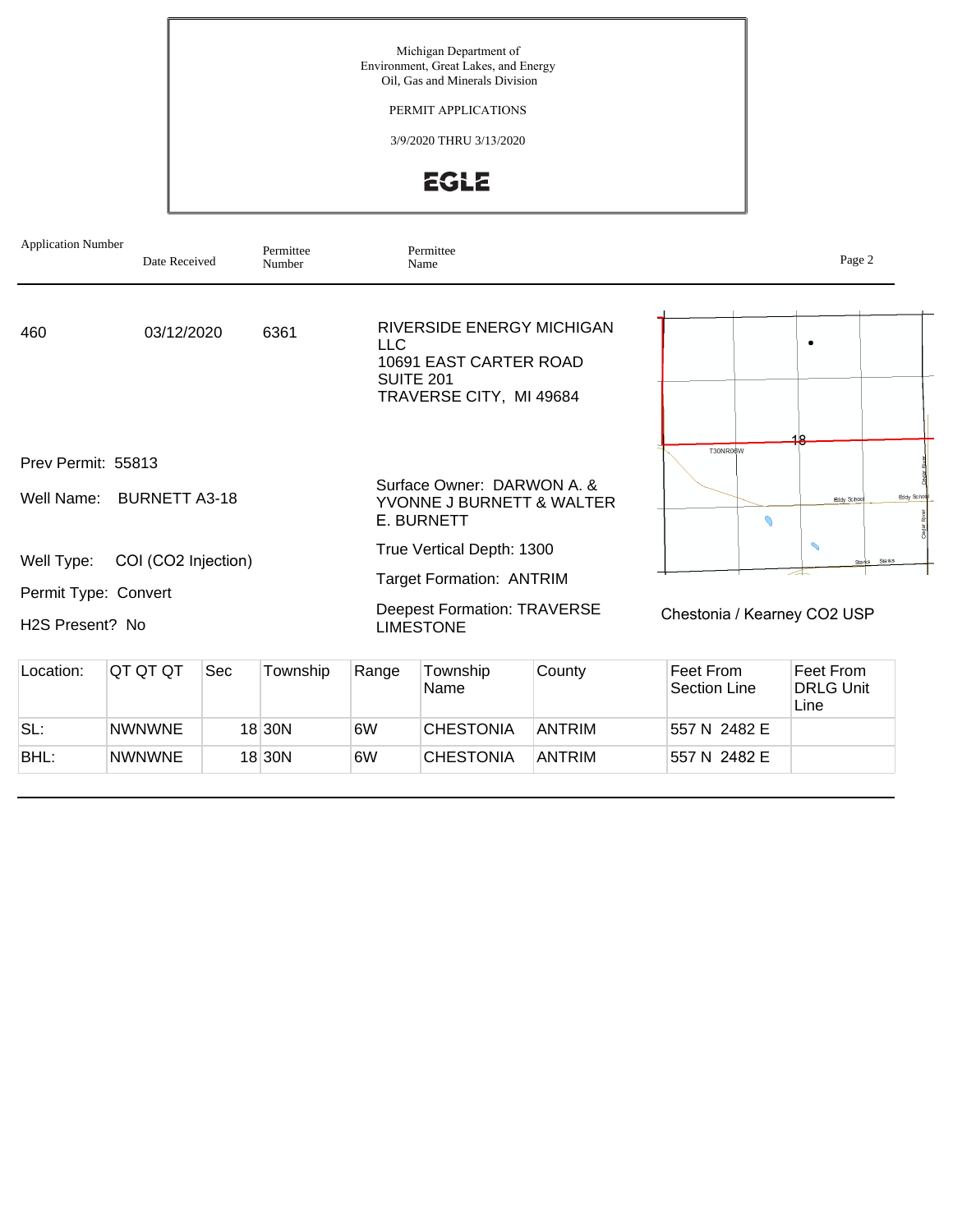Michigan Department of
Environment, Great Lakes, and Energy
Oil, Gas and Minerals Division

PERMIT APPLICATIONS

3/9/2020 THRU 3/13/2020

EGLE

| Application Number | Date Received | Permittee Number | Permittee Name |
|---|---|---|---|
| 460 | 03/12/2020 | 6361 | RIVERSIDE ENERGY MICHIGAN LLC<br>10691 EAST CARTER ROAD<br>SUITE 201<br>TRAVERSE CITY, MI 49684 |

Prev Permit: 55813

Well Name: BURNETT A3-18

Well Type: COI ($CO_2$ Injection)

Permit Type: Convert

H2S Present? No

Surface Owner: DARWON A. & YVONNE J BURNETT & WALTER E. BURNETT

True Vertical Depth: 1300

Target Formation: ANTRIM

Deepest Formation: TRAVERSE LIMESTONE

Chestonia / Kearney CO2 USP

| Location: | QT QT QT | Sec | Township | Range | Township Name | County | Feet From Section Line | Feet From DRLG Unit Line |
|---|---|---|---|---|---|---|---|---|
| SL: | NWNWNE | 18 | 30N | 6W | CHESTONIA | ANTRIM | 557 N 2482 E | |
| BHL: | NWNWNE | 18 | 30N | 6W | CHESTONIA | ANTRIM | 557 N 2482 E | |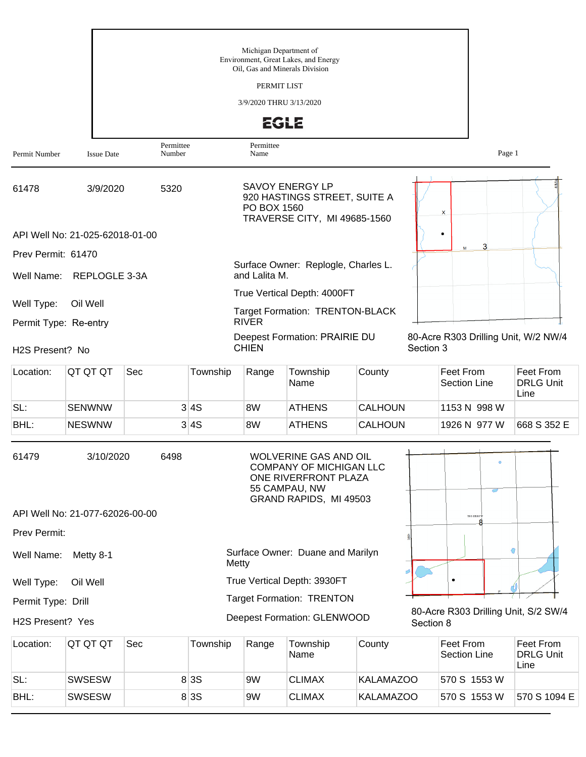Michigan Department of
Environment, Great Lakes, and Energy
Oil, Gas and Minerals Division

PERMIT LIST

3/9/2020 THRU 3/13/2020

EGLE

| Permit Number | Issue Date | Permittee Number | Permittee Name |
|---|---|---|---|

---

**61478** | 3/9/2020 | 5320

SAVOY ENERGY LP
920 HASTINGS STREET, SUITE A
PO BOX 1560
TRAVERSE CITY, MI 49685-1560

API Well No: 21-025-62018-01-00

Prev Permit: 61470

Well Name: REPLOGLE 3-3A

Well Type: Oil Well

Permit Type: Re-entry

H2S Present? No

Surface Owner: Replogle, Charles L. and Lalita M.

True Vertical Depth: 4000FT

Target Formation: TRENTON-BLACK RIVER

Deepest Formation: PRAIRIE DU CHIEN

80-Acre R303 Drilling Unit, W/2 NW/4 Section 3

| Location: | QT QT QT | Sec | Township | Range | Township Name | County | Feet From Section Line | Feet From DRLG Unit Line |
|---|---|---|---|---|---|---|---|---|
| SL: | SENWNW | 3 | 4S | 8W | ATHENS | CALHOUN | 1153 N 998 W | |
| BHL: | NESWNW | 3 | 4S | 8W | ATHENS | CALHOUN | 1926 N 977 W | 668 S 352 E |

---

**61479** | 3/10/2020 | 6498

WOLVERINE GAS AND OIL COMPANY OF MICHIGAN LLC
ONE RIVERFRONT PLAZA
55 CAMPAU, NW
GRAND RAPIDS, MI 49503

API Well No: 21-077-62026-00-00

Prev Permit:

Well Name: Metty 8-1

Well Type: Oil Well

Permit Type: Drill

H2S Present? Yes

Surface Owner: Duane and Marilyn Metty

True Vertical Depth: 3930FT

Target Formation: TRENTON

Deepest Formation: GLENWOOD

80-Acre R303 Drilling Unit, S/2 SW/4 Section 8

| Location: | QT QT QT | Sec | Township | Range | Township Name | County | Feet From Section Line | Feet From DRLG Unit Line |
|---|---|---|---|---|---|---|---|---|
| SL: | SWSESW | 8 | 3S | 9W | CLIMAX | KALAMAZOO | 570 S 1553 W | |
| BHL: | SWSESW | 8 | 3S | 9W | CLIMAX | KALAMAZOO | 570 S 1553 W | 570 S 1094 E |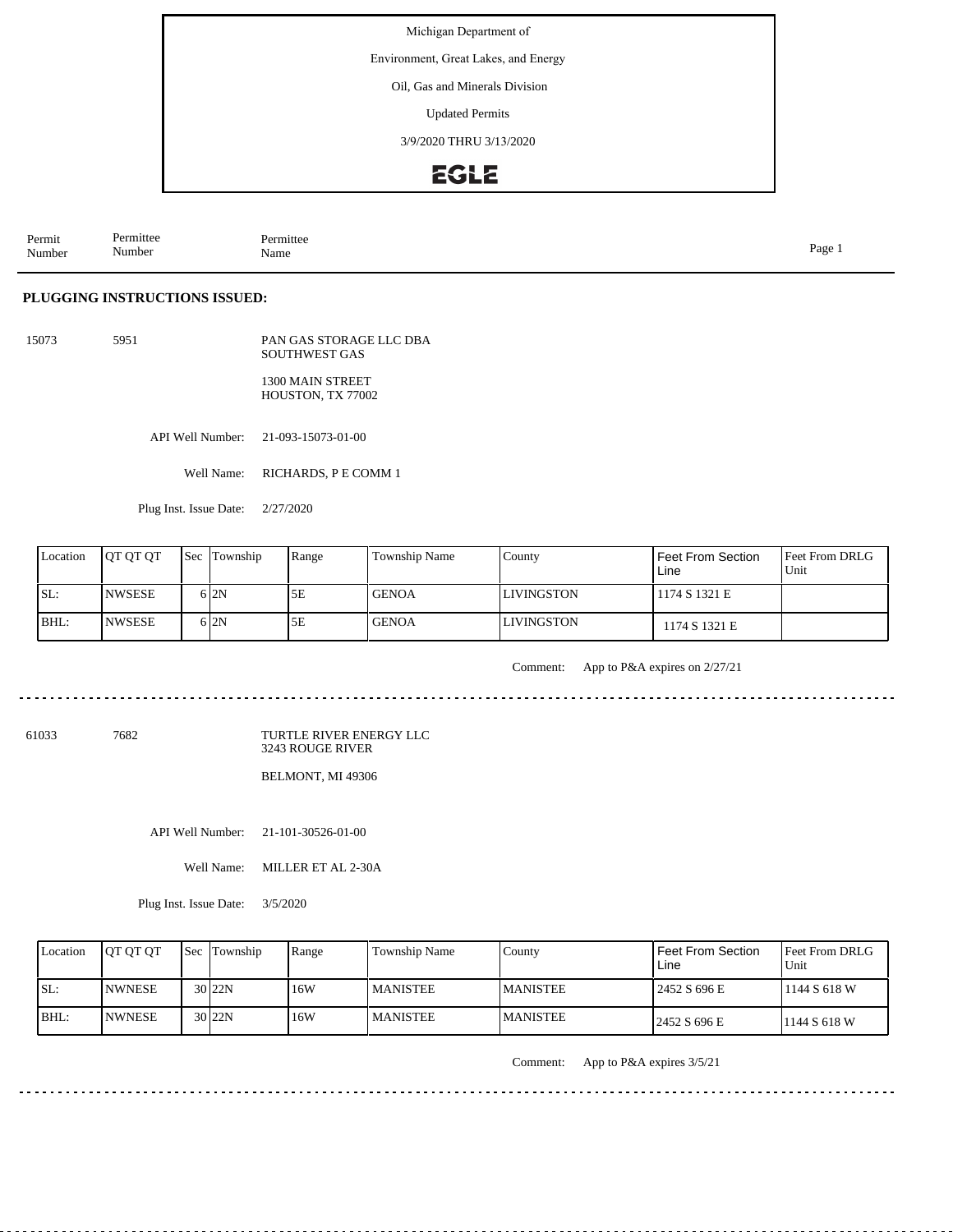Michigan Department of

Environment, Great Lakes, and Energy

Oil, Gas and Minerals Division

Updated Permits

3/9/2020 THRU 3/13/2020

EGLE

| Permit Number | Permittee Number | Permittee Name |
|---|---|---|

## PLUGGING INSTRUCTIONS ISSUED:

15073 5951 PAN GAS STORAGE LLC DBA SOUTHWEST GAS
1300 MAIN STREET
HOUSTON, TX 77002

API Well Number: 21-093-15073-01-00

Well Name: RICHARDS, P E COMM 1

Plug Inst. Issue Date: 2/27/2020

| Location | QT QT QT | Sec | Township | Range | Township Name | County | Feet From Section Line | Feet From DRLG Unit |
|---|---|---|---|---|---|---|---|---|
| SL: | NWSESE | 6 | 2N | 5E | GENOA | LIVINGSTON | 1174 S 1321 E | |
| BHL: | NWSESE | 6 | 2N | 5E | GENOA | LIVINGSTON | 1174 S 1321 E | |

Comment: App to P&A expires on 2/27/21

---

61033 7682 TURTLE RIVER ENERGY LLC
3243 ROUGE RIVER
BELMONT, MI 49306

API Well Number: 21-101-30526-01-00

Well Name: MILLER ET AL 2-30A

Plug Inst. Issue Date: 3/5/2020

| Location | QT QT QT | Sec | Township | Range | Township Name | County | Feet From Section Line | Feet From DRLG Unit |
|---|---|---|---|---|---|---|---|---|
| SL: | NWNESE | 30 | 22N | 16W | MANISTEE | MANISTEE | 2452 S 696 E | 1144 S 618 W |
| BHL: | NWNESE | 30 | 22N | 16W | MANISTEE | MANISTEE | 2452 S 696 E | 1144 S 618 W |

Comment: App to P&A expires 3/5/21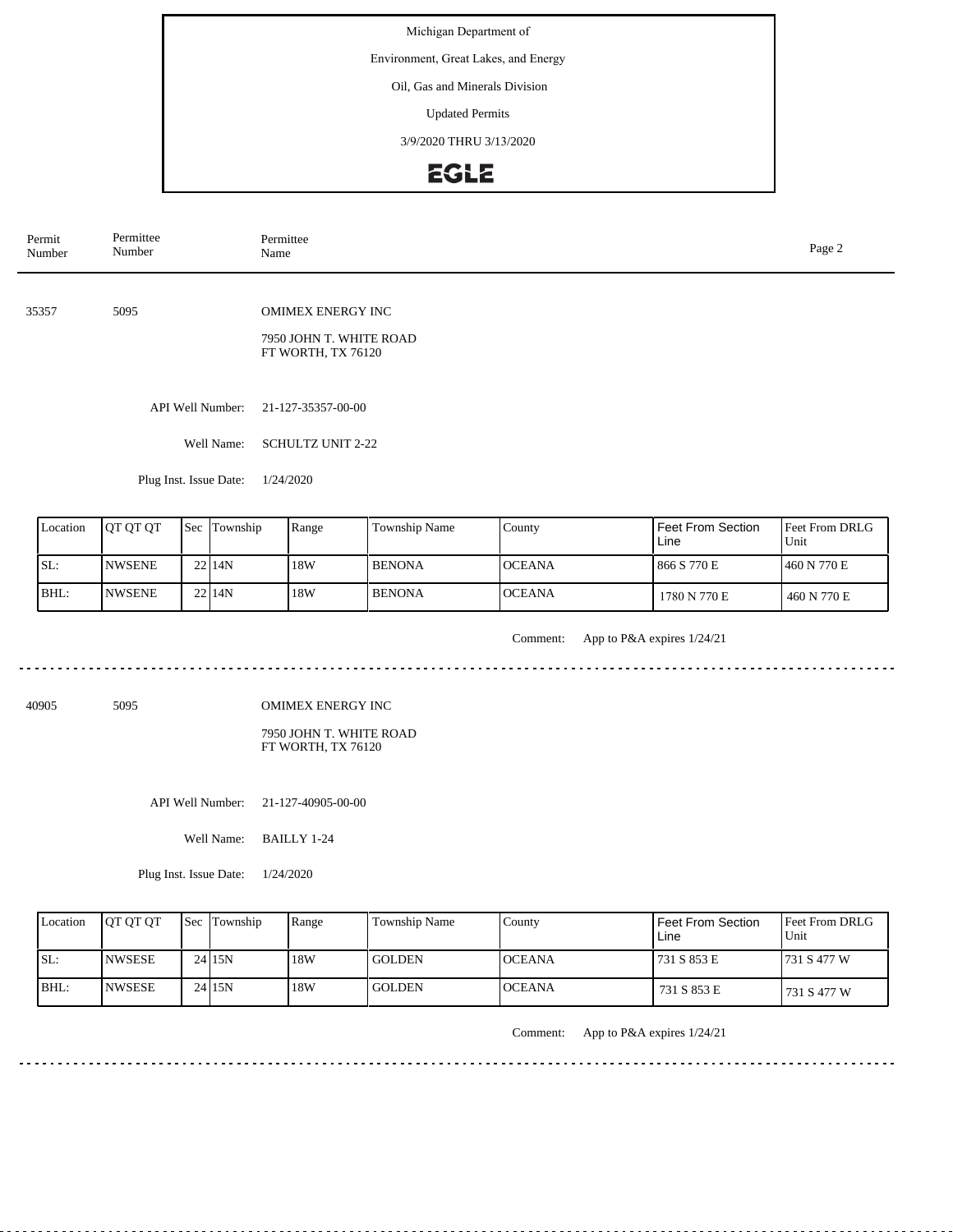Michigan Department of

Environment, Great Lakes, and Energy

Oil, Gas and Minerals Division

Updated Permits

3/9/2020 THRU 3/13/2020

| Permit Number | Permittee Number | Permittee Name |
|---|---|---|

35357 5095 OMIMEX ENERGY INC

7950 JOHN T. WHITE ROAD
FT WORTH, TX 76120

API Well Number: 21-127-35357-00-00

Well Name: SCHULTZ UNIT 2-22

Plug Inst. Issue Date: 1/24/2020

| Location | QT QT QT | Sec | Township | Range | Township Name | County | Feet From Section Line | Feet From DRLG Unit |
|---|---|---|---|---|---|---|---|---|
| SL: | NWSENE | 22 | 14N | 18W | BENONA | OCEANA | 866 S 770 E | 460 N 770 E |
| BHL: | NWSENE | 22 | 14N | 18W | BENONA | OCEANA | 1780 N 770 E | 460 N 770 E |

Comment: App to P&A expires 1/24/21

---

40905 5095 OMIMEX ENERGY INC

7950 JOHN T. WHITE ROAD
FT WORTH, TX 76120

API Well Number: 21-127-40905-00-00

Well Name: BAILLY 1-24

Plug Inst. Issue Date: 1/24/2020

| Location | QT QT QT | Sec | Township | Range | Township Name | County | Feet From Section Line | Feet From DRLG Unit |
|---|---|---|---|---|---|---|---|---|
| SL: | NWSESE | 24 | 15N | 18W | GOLDEN | OCEANA | 731 S 853 E | 731 S 477 W |
| BHL: | NWSESE | 24 | 15N | 18W | GOLDEN | OCEANA | 731 S 853 E | 731 S 477 W |

Comment: App to P&A expires 1/24/21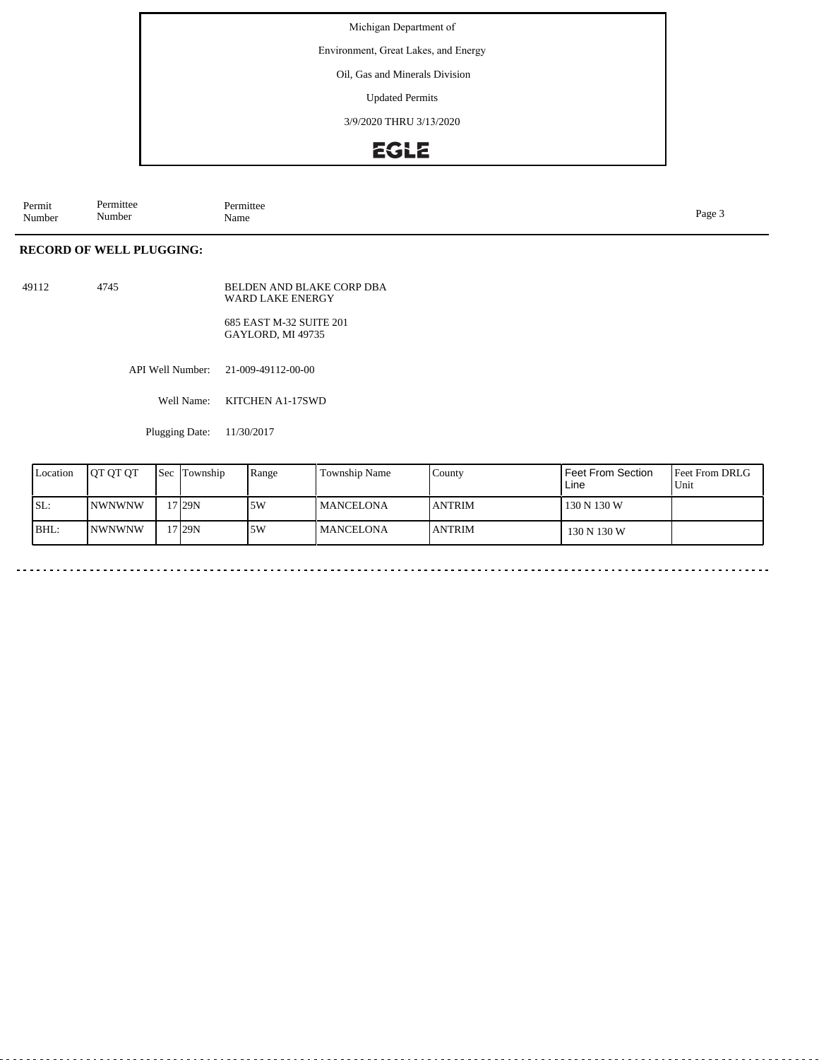Michigan Department of

Environment, Great Lakes, and Energy

Oil, Gas and Minerals Division

Updated Permits

3/9/2020 THRU 3/13/2020

EGLE

| Permit Number | Permittee Number | Permittee Name |
|---|---|---|

## RECORD OF WELL PLUGGING:

49112 4745 BELDEN AND BLAKE CORP DBA WARD LAKE ENERGY

685 EAST M-32 SUITE 201
GAYLORD, MI 49735

API Well Number: 21-009-49112-00-00

Well Name: KITCHEN A1-17SWD

Plugging Date: 11/30/2017

| Location | QT QT QT | Sec | Township | Range | Township Name | County | Feet From Section Line | Feet From DRLG Unit |
|---|---|---|---|---|---|---|---|---|
| SL: | NWNWNW | 17 | 29N | 5W | MANCELONA | ANTRIM | 130 N 130 W | |
| BHL: | NWNWNW | 17 | 29N | 5W | MANCELONA | ANTRIM | 130 N 130 W | |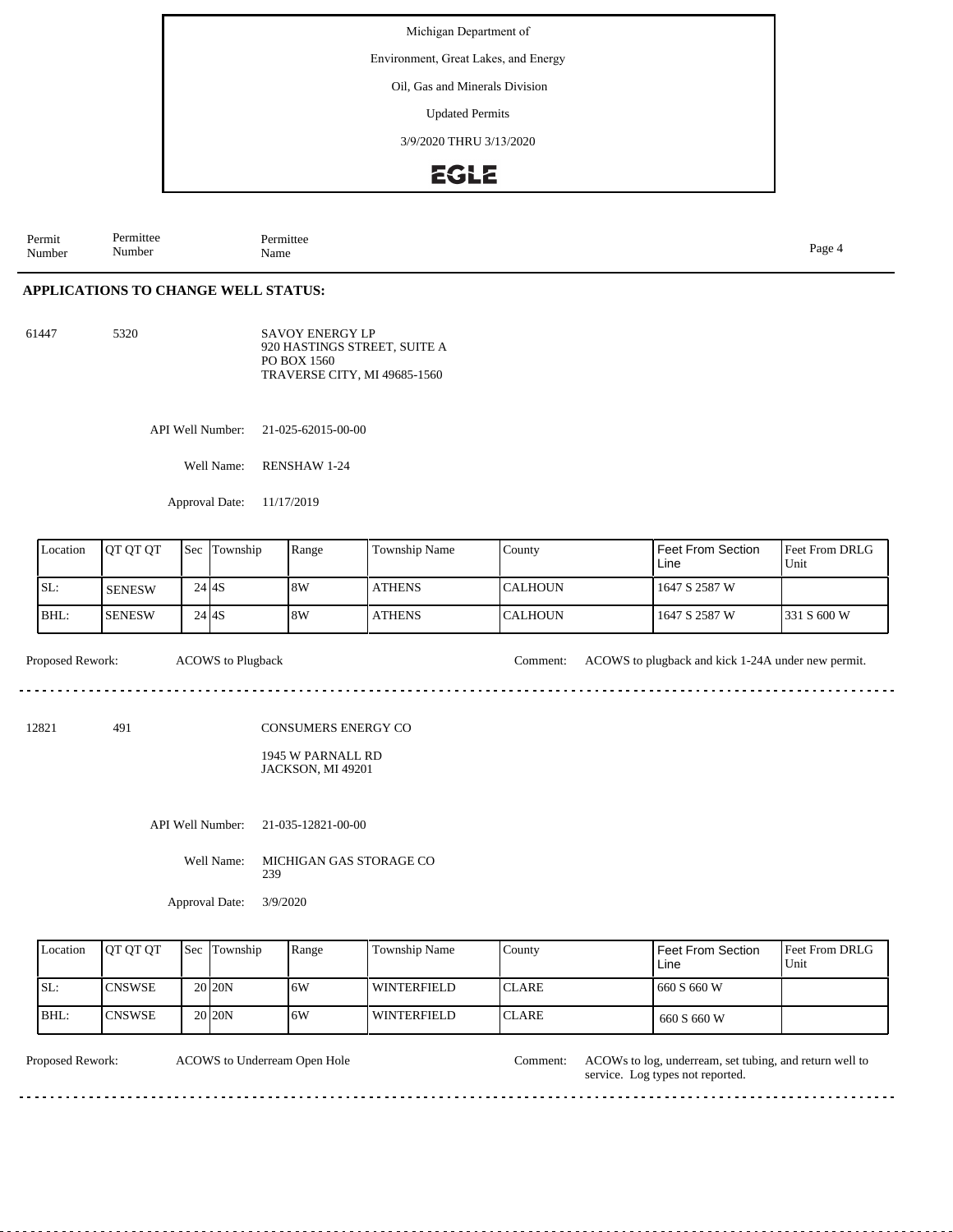Michigan Department of

Environment, Great Lakes, and Energy

Oil, Gas and Minerals Division

Updated Permits

3/9/2020 THRU 3/13/2020

EGLE

| Permit Number | Permittee Number | Permittee Name |
|---|---|---|

## APPLICATIONS TO CHANGE WELL STATUS:

61447 5320 SAVOY ENERGY LP
920 HASTINGS STREET, SUITE A
PO BOX 1560
TRAVERSE CITY, MI 49685-1560

API Well Number: 21-025-62015-00-00

Well Name: RENSHAW 1-24

Approval Date: 11/17/2019

| Location | QT QT QT | Sec | Township | Range | Township Name | County | Feet From Section Line | Feet From DRLG Unit |
|---|---|---|---|---|---|---|---|---|
| SL: | SENESW | 24 | 4S | 8W | ATHENS | CALHOUN | 1647 S 2587 W | |
| BHL: | SENESW | 24 | 4S | 8W | ATHENS | CALHOUN | 1647 S 2587 W | 331 S 600 W |

Proposed Rework: ACOWS to Plugback

Comment: ACOWS to plugback and kick 1-24A under new permit.

---

12821 491 CONSUMERS ENERGY CO
1945 W PARNALL RD
JACKSON, MI 49201

API Well Number: 21-035-12821-00-00

Well Name: MICHIGAN GAS STORAGE CO 239

Approval Date: 3/9/2020

| Location | QT QT QT | Sec | Township | Range | Township Name | County | Feet From Section Line | Feet From DRLG Unit |
|---|---|---|---|---|---|---|---|---|
| SL: | CNSWSE | 20 | 20N | 6W | WINTERFIELD | CLARE | 660 S 660 W | |
| BHL: | CNSWSE | 20 | 20N | 6W | WINTERFIELD | CLARE | 660 S 660 W | |

Proposed Rework: ACOWS to Underream Open Hole

Comment: ACOWs to log, underream, set tubing, and return well to service. Log types not reported.

---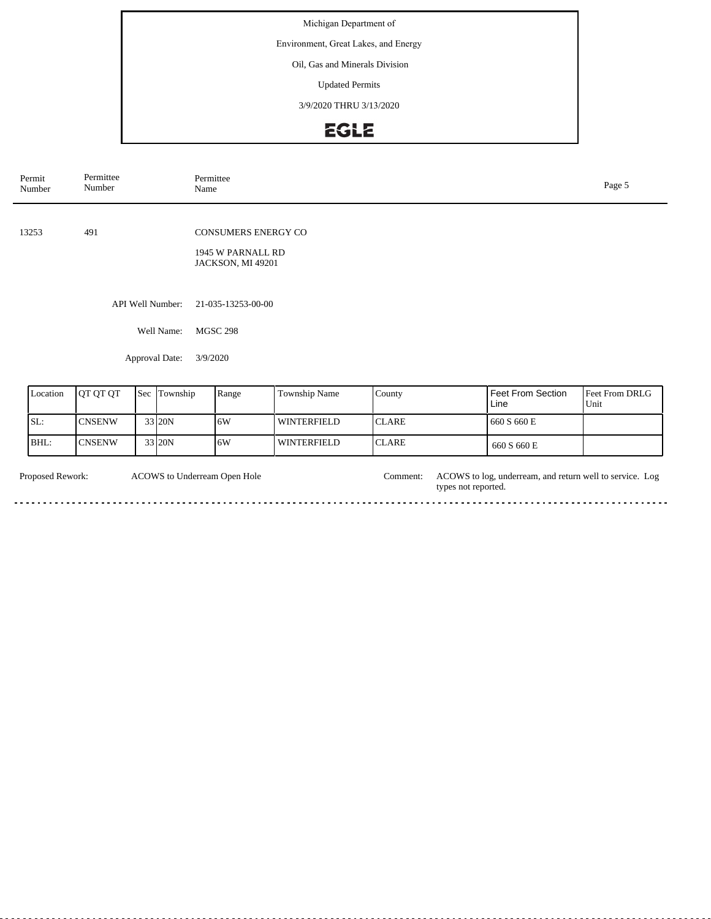Michigan Department of

Environment, Great Lakes, and Energy

Oil, Gas and Minerals Division

Updated Permits

3/9/2020 THRU 3/13/2020

EGLE

| Permit Number | Permittee Number | Permittee Name |
|---|---|---|
| 13253 | 491 | CONSUMERS ENERGY CO<br>1945 W PARNALL RD<br>JACKSON, MI 49201 |

API Well Number: 21-035-13253-00-00

Well Name: MGSC 298

Approval Date: 3/9/2020

| Location | QT QT QT | Sec | Township | Range | Township Name | County | Feet From Section Line | Feet From DRLG Unit |
|---|---|---|---|---|---|---|---|---|
| SL: | CNSENW | 33 | 20N | 6W | WINTERFIELD | CLARE | 660 S 660 E | |
| BHL: | CNSENW | 33 | 20N | 6W | WINTERFIELD | CLARE | 660 S 660 E | |

Proposed Rework: ACOWS to Underream Open Hole

Comment: ACOWS to log, underream, and return well to service. Log types not reported.